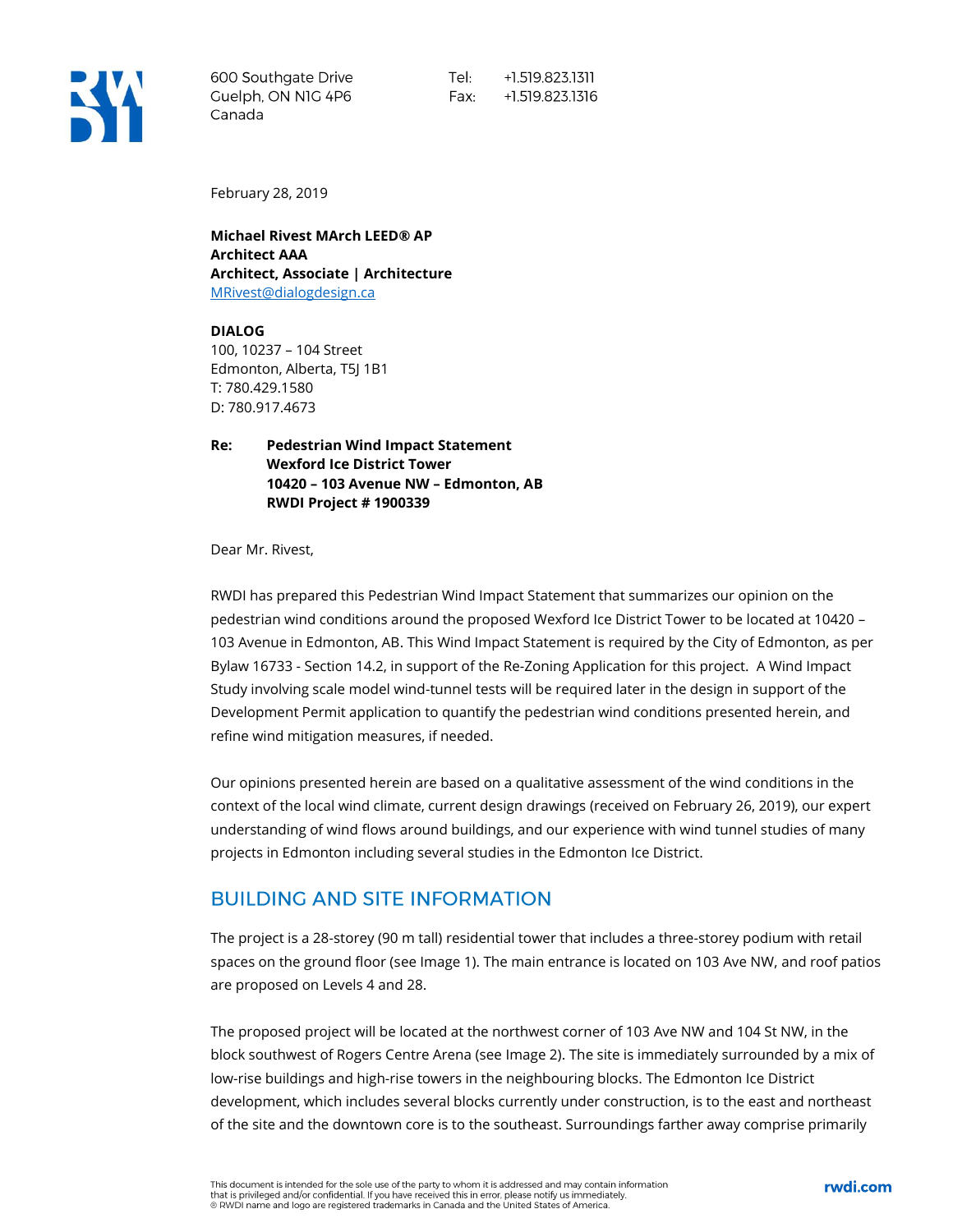600 Southgate Drive
Guelph, ON N1G 4P6
Canada

Tel: +1.519.823.1311
Fax: +1.519.823.1316

February 28, 2019

**Michael Rivest MArch LEED® AP**
**Architect AAA**
**Architect, Associate | Architecture**
MRivest@dialogdesign.ca

**DIALOG**
100, 10237 – 104 Street
Edmonton, Alberta, T5J 1B1
T: 780.429.1580
D: 780.917.4673

**Re: Pedestrian Wind Impact Statement**
**Wexford Ice District Tower**
**10420 – 103 Avenue NW – Edmonton, AB**
**RWDI Project # 1900339**

Dear Mr. Rivest,

RWDI has prepared this Pedestrian Wind Impact Statement that summarizes our opinion on the pedestrian wind conditions around the proposed Wexford Ice District Tower to be located at 10420 – 103 Avenue in Edmonton, AB. This Wind Impact Statement is required by the City of Edmonton, as per Bylaw 16733 - Section 14.2, in support of the Re-Zoning Application for this project. A Wind Impact Study involving scale model wind-tunnel tests will be required later in the design in support of the Development Permit application to quantify the pedestrian wind conditions presented herein, and refine wind mitigation measures, if needed.

Our opinions presented herein are based on a qualitative assessment of the wind conditions in the context of the local wind climate, current design drawings (received on February 26, 2019), our expert understanding of wind flows around buildings, and our experience with wind tunnel studies of many projects in Edmonton including several studies in the Edmonton Ice District.

## BUILDING AND SITE INFORMATION

The project is a 28-storey (90 m tall) residential tower that includes a three-storey podium with retail spaces on the ground floor (see Image 1). The main entrance is located on 103 Ave NW, and roof patios are proposed on Levels 4 and 28.

The proposed project will be located at the northwest corner of 103 Ave NW and 104 St NW, in the block southwest of Rogers Centre Arena (see Image 2). The site is immediately surrounded by a mix of low-rise buildings and high-rise towers in the neighbouring blocks. The Edmonton Ice District development, which includes several blocks currently under construction, is to the east and northeast of the site and the downtown core is to the southeast. Surroundings farther away comprise primarily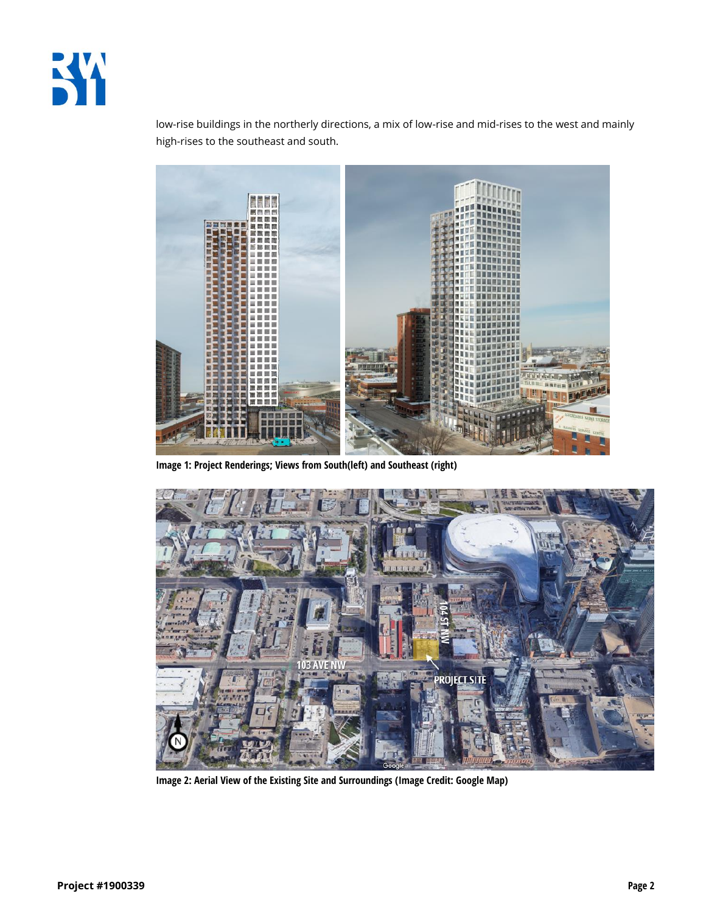low-rise buildings in the northerly directions, a mix of low-rise and mid-rises to the west and mainly high-rises to the southeast and south.

**Image 1: Project Renderings; Views from South(left) and Southeast (right)**

**Image 2: Aerial View of the Existing Site and Surroundings (Image Credit: Google Map)**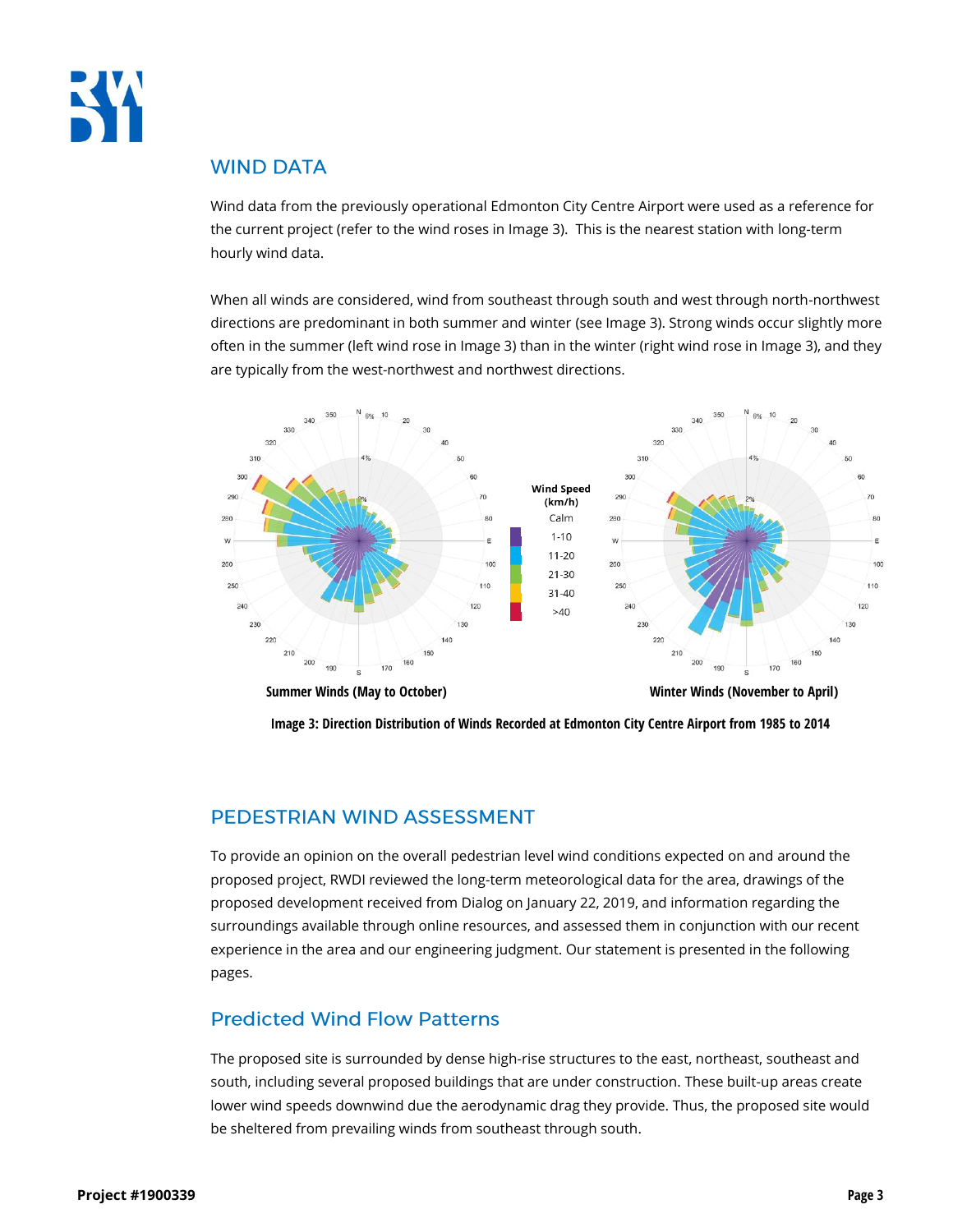## WIND DATA

Wind data from the previously operational Edmonton City Centre Airport were used as a reference for the current project (refer to the wind roses in Image 3). This is the nearest station with long-term hourly wind data.

When all winds are considered, wind from southeast through south and west through north-northwest directions are predominant in both summer and winter (see Image 3). Strong winds occur slightly more often in the summer (left wind rose in Image 3) than in the winter (right wind rose in Image 3), and they are typically from the west-northwest and northwest directions.

**Summer Winds (May to October)** **Winter Winds (November to April)**

**Image 3: Direction Distribution of Winds Recorded at Edmonton City Centre Airport from 1985 to 2014**

## PEDESTRIAN WIND ASSESSMENT

To provide an opinion on the overall pedestrian level wind conditions expected on and around the proposed project, RWDI reviewed the long-term meteorological data for the area, drawings of the proposed development received from Dialog on January 22, 2019, and information regarding the surroundings available through online resources, and assessed them in conjunction with our recent experience in the area and our engineering judgment. Our statement is presented in the following pages.

### Predicted Wind Flow Patterns

The proposed site is surrounded by dense high-rise structures to the east, northeast, southeast and south, including several proposed buildings that are under construction. These built-up areas create lower wind speeds downwind due the aerodynamic drag they provide. Thus, the proposed site would be sheltered from prevailing winds from southeast through south.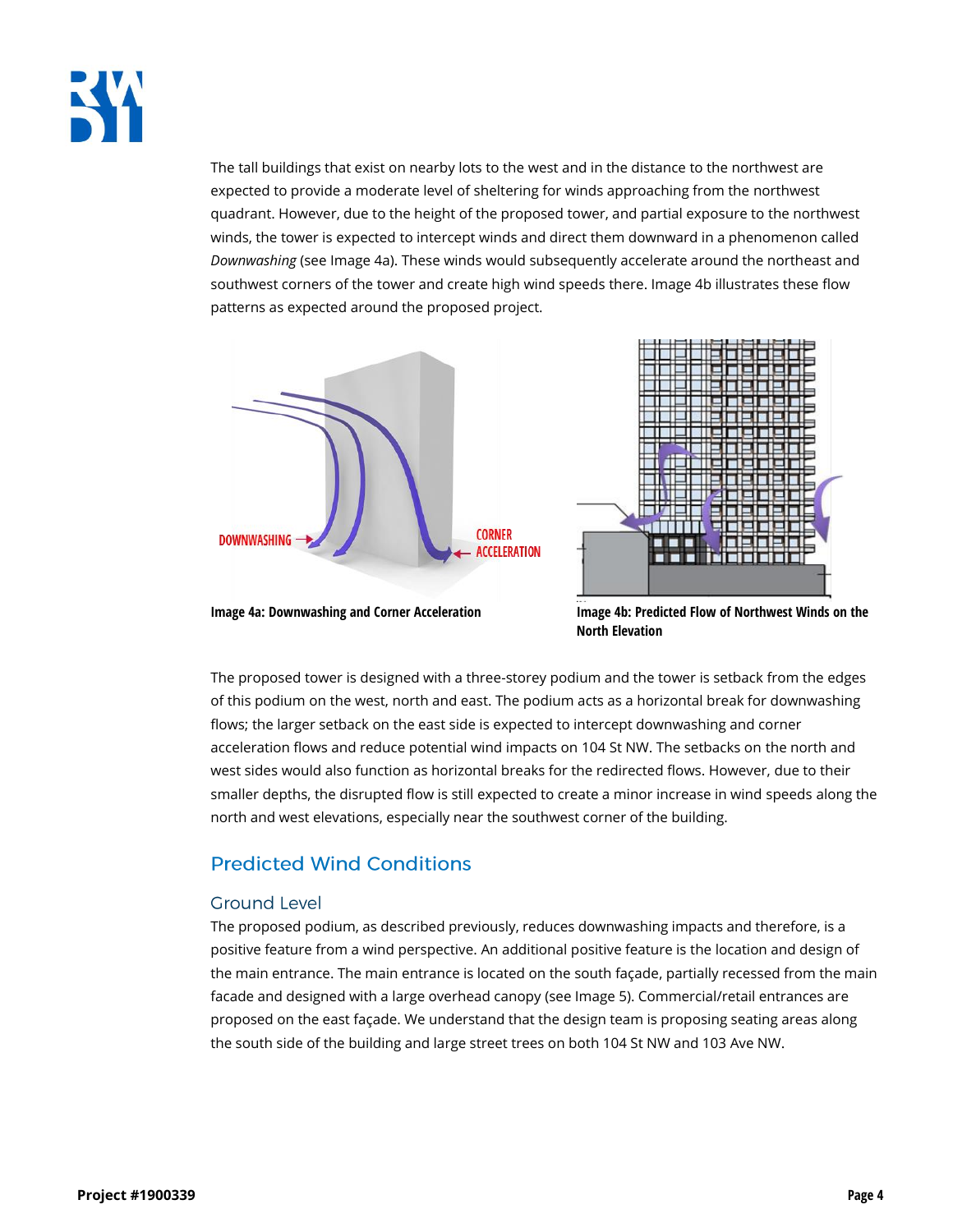The tall buildings that exist on nearby lots to the west and in the distance to the northwest are expected to provide a moderate level of sheltering for winds approaching from the northwest quadrant. However, due to the height of the proposed tower, and partial exposure to the northwest winds, the tower is expected to intercept winds and direct them downward in a phenomenon called *Downwashing* (see Image 4a). These winds would subsequently accelerate around the northeast and southwest corners of the tower and create high wind speeds there. Image 4b illustrates these flow patterns as expected around the proposed project.

**Image 4a: Downwashing and Corner Acceleration**

**Image 4b: Predicted Flow of Northwest Winds on the North Elevation**

The proposed tower is designed with a three-storey podium and the tower is setback from the edges of this podium on the west, north and east. The podium acts as a horizontal break for downwashing flows; the larger setback on the east side is expected to intercept downwashing and corner acceleration flows and reduce potential wind impacts on 104 St NW. The setbacks on the north and west sides would also function as horizontal breaks for the redirected flows. However, due to their smaller depths, the disrupted flow is still expected to create a minor increase in wind speeds along the north and west elevations, especially near the southwest corner of the building.

## Predicted Wind Conditions

### Ground Level

The proposed podium, as described previously, reduces downwashing impacts and therefore, is a positive feature from a wind perspective. An additional positive feature is the location and design of the main entrance. The main entrance is located on the south façade, partially recessed from the main facade and designed with a large overhead canopy (see Image 5). Commercial/retail entrances are proposed on the east façade. We understand that the design team is proposing seating areas along the south side of the building and large street trees on both 104 St NW and 103 Ave NW.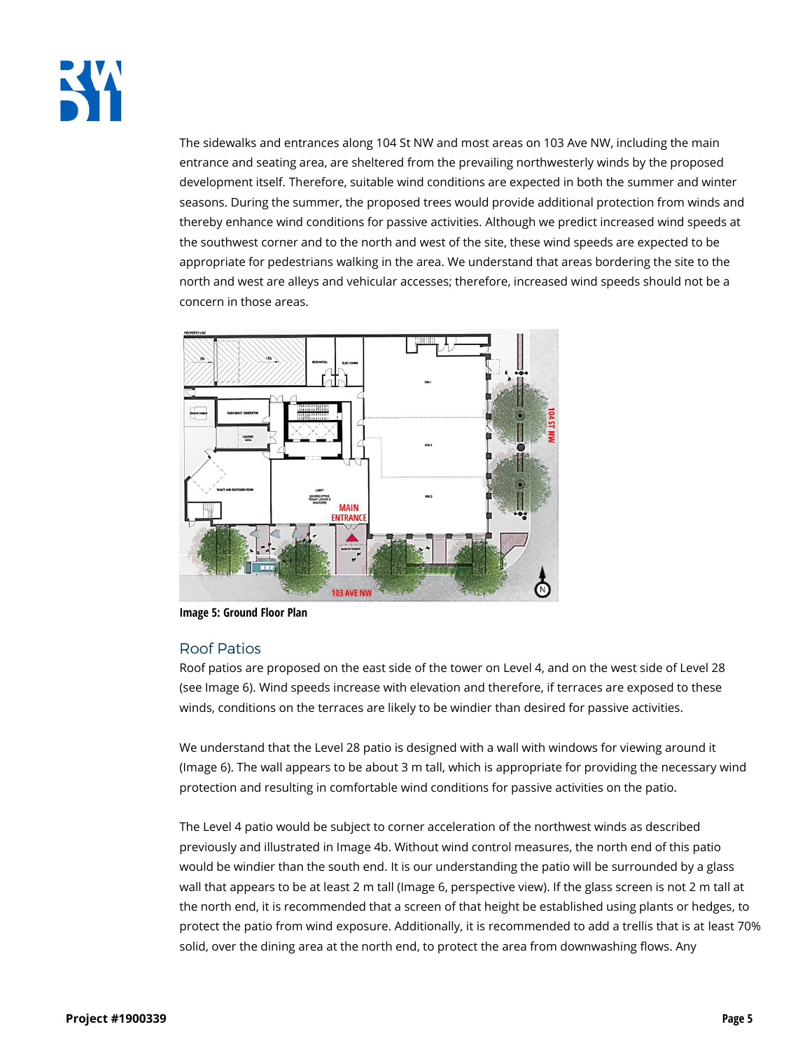The sidewalks and entrances along 104 St NW and most areas on 103 Ave NW, including the main entrance and seating area, are sheltered from the prevailing northwesterly winds by the proposed development itself. Therefore, suitable wind conditions are expected in both the summer and winter seasons. During the summer, the proposed trees would provide additional protection from winds and thereby enhance wind conditions for passive activities. Although we predict increased wind speeds at the southwest corner and to the north and west of the site, these wind speeds are expected to be appropriate for pedestrians walking in the area. We understand that areas bordering the site to the north and west are alleys and vehicular accesses; therefore, increased wind speeds should not be a concern in those areas.

**Image 5: Ground Floor Plan**

## Roof Patios

Roof patios are proposed on the east side of the tower on Level 4, and on the west side of Level 28 (see Image 6). Wind speeds increase with elevation and therefore, if terraces are exposed to these winds, conditions on the terraces are likely to be windier than desired for passive activities.

We understand that the Level 28 patio is designed with a wall with windows for viewing around it (Image 6). The wall appears to be about 3 m tall, which is appropriate for providing the necessary wind protection and resulting in comfortable wind conditions for passive activities on the patio.

The Level 4 patio would be subject to corner acceleration of the northwest winds as described previously and illustrated in Image 4b. Without wind control measures, the north end of this patio would be windier than the south end. It is our understanding the patio will be surrounded by a glass wall that appears to be at least 2 m tall (Image 6, perspective view). If the glass screen is not 2 m tall at the north end, it is recommended that a screen of that height be established using plants or hedges, to protect the patio from wind exposure. Additionally, it is recommended to add a trellis that is at least 70% solid, over the dining area at the north end, to protect the area from downwashing flows. Any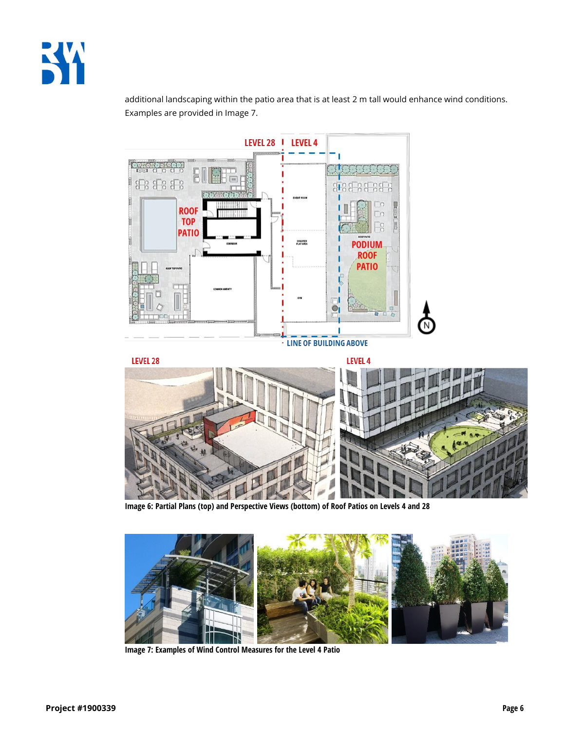additional landscaping within the patio area that is at least 2 m tall would enhance wind conditions. Examples are provided in Image 7.

**Image 6: Partial Plans (top) and Perspective Views (bottom) of Roof Patios on Levels 4 and 28**

**Image 7: Examples of Wind Control Measures for the Level 4 Patio**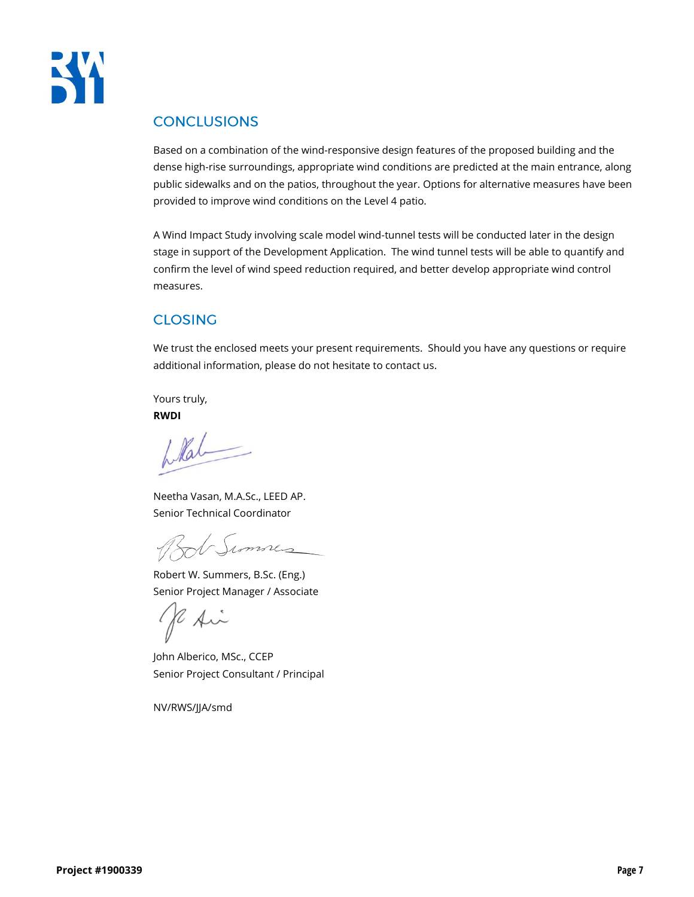## CONCLUSIONS

Based on a combination of the wind-responsive design features of the proposed building and the dense high-rise surroundings, appropriate wind conditions are predicted at the main entrance, along public sidewalks and on the patios, throughout the year. Options for alternative measures have been provided to improve wind conditions on the Level 4 patio.

A Wind Impact Study involving scale model wind-tunnel tests will be conducted later in the design stage in support of the Development Application. The wind tunnel tests will be able to quantify and confirm the level of wind speed reduction required, and better develop appropriate wind control measures.

## CLOSING

We trust the enclosed meets your present requirements. Should you have any questions or require additional information, please do not hesitate to contact us.

Yours truly,
**RWDI**

Neetha Vasan, M.A.Sc., LEED AP.
Senior Technical Coordinator

Robert W. Summers, B.Sc. (Eng.)
Senior Project Manager / Associate

John Alberico, MSc., CCEP
Senior Project Consultant / Principal

NV/RWS/JJA/smd

**Project #1900339**